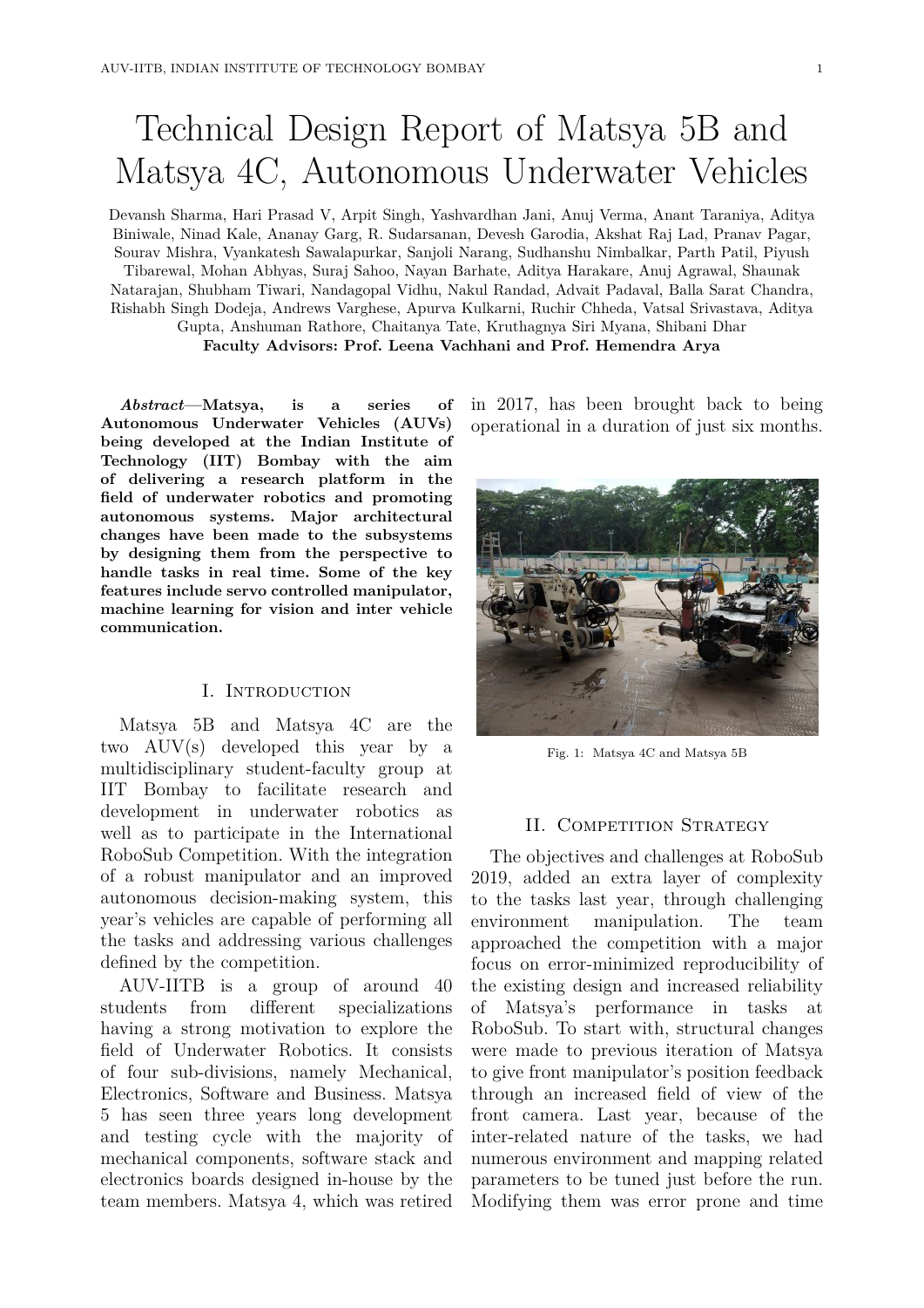# Technical Design Report of Matsya 5B and Matsya 4C, Autonomous Underwater Vehicles

Devansh Sharma, Hari Prasad V, Arpit Singh, Yashvardhan Jani, Anuj Verma, Anant Taraniya, Aditya Biniwale, Ninad Kale, Ananay Garg, R. Sudarsanan, Devesh Garodia, Akshat Raj Lad, Pranav Pagar, Sourav Mishra, Vyankatesh Sawalapurkar, Sanjoli Narang, Sudhanshu Nimbalkar, Parth Patil, Piyush Tibarewal, Mohan Abhyas, Suraj Sahoo, Nayan Barhate, Aditya Harakare, Anuj Agrawal, Shaunak Natarajan, Shubham Tiwari, Nandagopal Vidhu, Nakul Randad, Advait Padaval, Balla Sarat Chandra, Rishabh Singh Dodeja, Andrews Varghese, Apurva Kulkarni, Ruchir Chheda, Vatsal Srivastava, Aditya Gupta, Anshuman Rathore, Chaitanya Tate, Kruthagnya Siri Myana, Shibani Dhar

**Faculty Advisors: Prof. Leena Vachhani and Prof. Hemendra Arya**

***Abstract*—Matsya, is a series of Autonomous Underwater Vehicles (AUVs) being developed at the Indian Institute of Technology (IIT) Bombay with the aim of delivering a research platform in the field of underwater robotics and promoting autonomous systems. Major architectural changes have been made to the subsystems by designing them from the perspective to handle tasks in real time. Some of the key features include servo controlled manipulator, machine learning for vision and inter vehicle communication.**

## I. Introduction

Matsya 5B and Matsya 4C are the two AUV(s) developed this year by a multidisciplinary student-faculty group at IIT Bombay to facilitate research and development in underwater robotics as well as to participate in the International RoboSub Competition. With the integration of a robust manipulator and an improved autonomous decision-making system, this year's vehicles are capable of performing all the tasks and addressing various challenges defined by the competition.

AUV-IITB is a group of around 40 students from different specializations having a strong motivation to explore the field of Underwater Robotics. It consists of four sub-divisions, namely Mechanical, Electronics, Software and Business. Matsya 5 has seen three years long development and testing cycle with the majority of mechanical components, software stack and electronics boards designed in-house by the team members. Matsya 4, which was retired in 2017, has been brought back to being operational in a duration of just six months.

Fig. 1: Matsya 4C and Matsya 5B

## II. Competition Strategy

The objectives and challenges at RoboSub 2019, added an extra layer of complexity to the tasks last year, through challenging environment manipulation. The team approached the competition with a major focus on error-minimized reproducibility of the existing design and increased reliability of Matsya's performance in tasks at RoboSub. To start with, structural changes were made to previous iteration of Matsya to give front manipulator's position feedback through an increased field of view of the front camera. Last year, because of the inter-related nature of the tasks, we had numerous environment and mapping related parameters to be tuned just before the run. Modifying them was error prone and time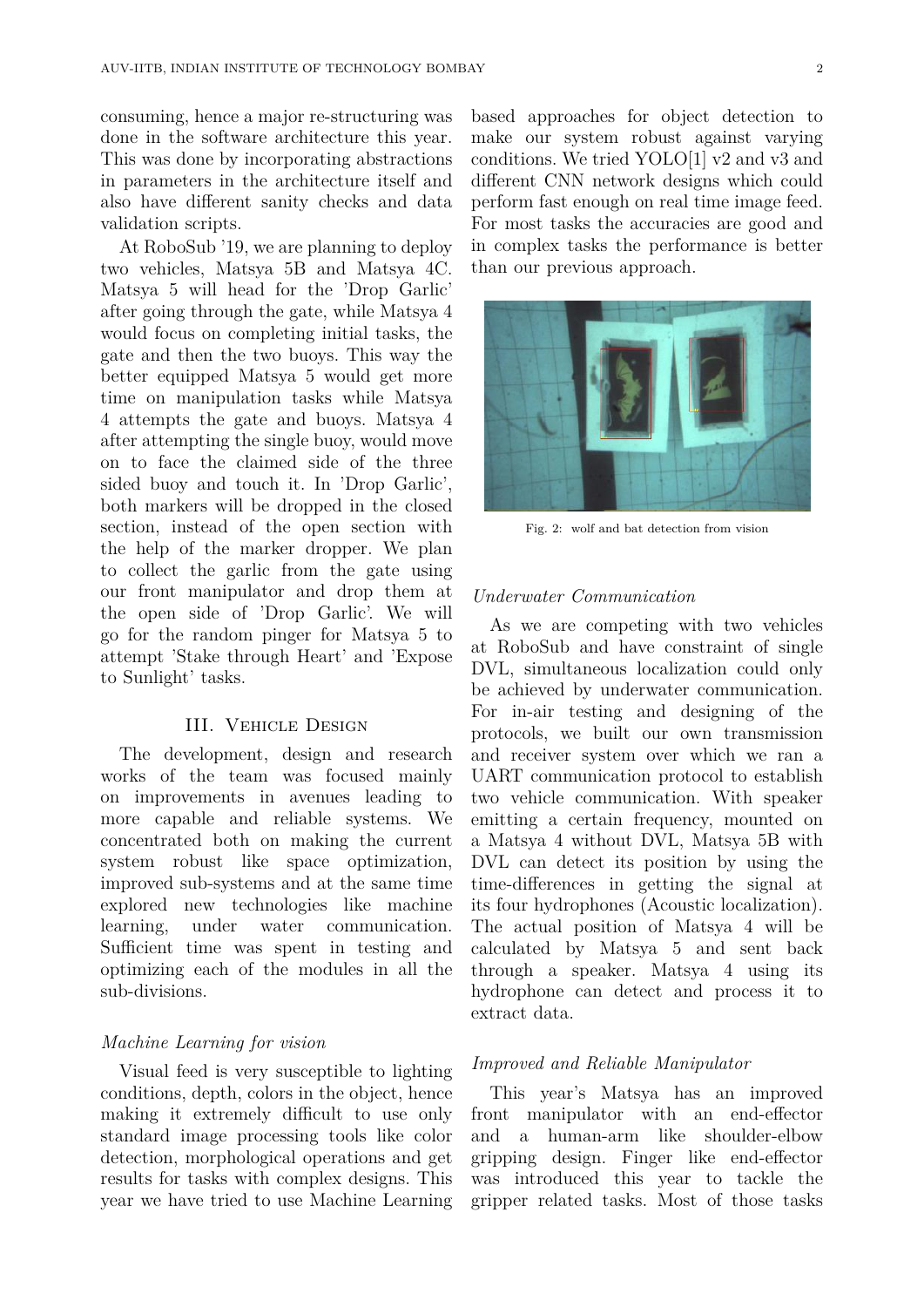consuming, hence a major re-structuring was done in the software architecture this year. This was done by incorporating abstractions in parameters in the architecture itself and also have different sanity checks and data validation scripts.

At RoboSub '19, we are planning to deploy two vehicles, Matsya 5B and Matsya 4C. Matsya 5 will head for the 'Drop Garlic' after going through the gate, while Matsya 4 would focus on completing initial tasks, the gate and then the two buoys. This way the better equipped Matsya 5 would get more time on manipulation tasks while Matsya 4 attempts the gate and buoys. Matsya 4 after attempting the single buoy, would move on to face the claimed side of the three sided buoy and touch it. In 'Drop Garlic', both markers will be dropped in the closed section, instead of the open section with the help of the marker dropper. We plan to collect the garlic from the gate using our front manipulator and drop them at the open side of 'Drop Garlic'. We will go for the random pinger for Matsya 5 to attempt 'Stake through Heart' and 'Expose to Sunlight' tasks.

## III. Vehicle Design

The development, design and research works of the team was focused mainly on improvements in avenues leading to more capable and reliable systems. We concentrated both on making the current system robust like space optimization, improved sub-systems and at the same time explored new technologies like machine learning, under water communication. Sufficient time was spent in testing and optimizing each of the modules in all the sub-divisions.

### *Machine Learning for vision*

Visual feed is very susceptible to lighting conditions, depth, colors in the object, hence making it extremely difficult to use only standard image processing tools like color detection, morphological operations and get results for tasks with complex designs. This year we have tried to use Machine Learning based approaches for object detection to make our system robust against varying conditions. We tried YOLO[1] v2 and v3 and different CNN network designs which could perform fast enough on real time image feed. For most tasks the accuracies are good and in complex tasks the performance is better than our previous approach.

Fig. 2: wolf and bat detection from vision

### *Underwater Communication*

As we are competing with two vehicles at RoboSub and have constraint of single DVL, simultaneous localization could only be achieved by underwater communication. For in-air testing and designing of the protocols, we built our own transmission and receiver system over which we ran a UART communication protocol to establish two vehicle communication. With speaker emitting a certain frequency, mounted on a Matsya 4 without DVL, Matsya 5B with DVL can detect its position by using the time-differences in getting the signal at its four hydrophones (Acoustic localization). The actual position of Matsya 4 will be calculated by Matsya 5 and sent back through a speaker. Matsya 4 using its hydrophone can detect and process it to extract data.

### *Improved and Reliable Manipulator*

This year's Matsya has an improved front manipulator with an end-effector and a human-arm like shoulder-elbow gripping design. Finger like end-effector was introduced this year to tackle the gripper related tasks. Most of those tasks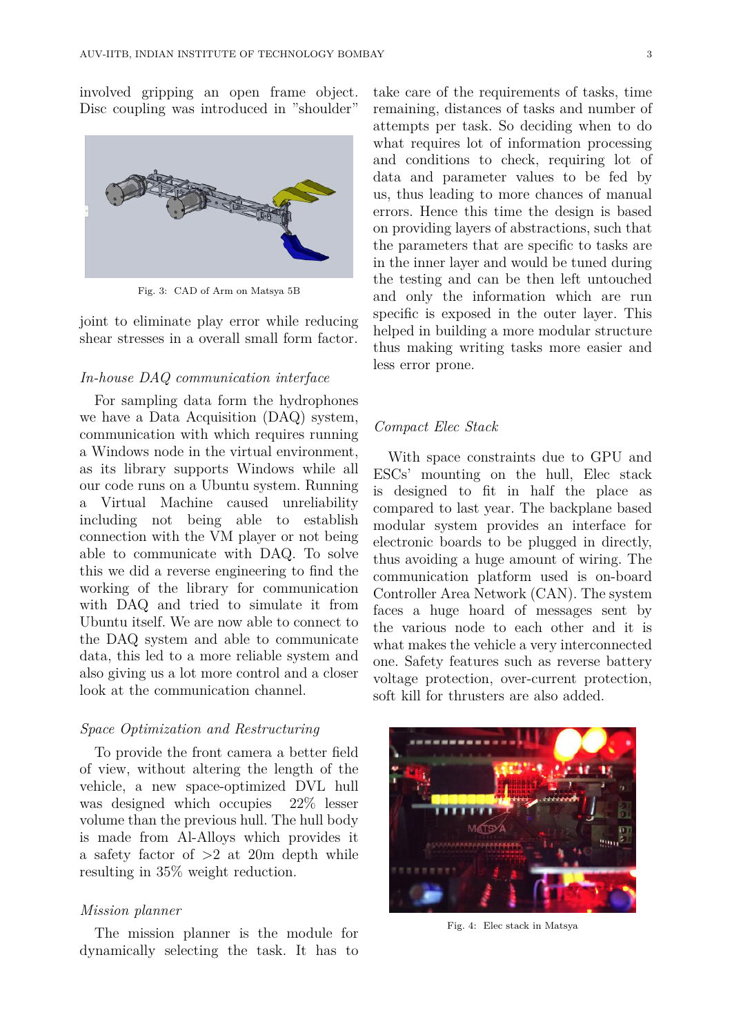involved gripping an open frame object. Disc coupling was introduced in "shoulder" joint to eliminate play error while reducing shear stresses in a overall small form factor.

Fig. 3: CAD of Arm on Matsya 5B

*In-house DAQ communication interface*

For sampling data form the hydrophones we have a Data Acquisition (DAQ) system, communication with which requires running a Windows node in the virtual environment, as its library supports Windows while all our code runs on a Ubuntu system. Running a Virtual Machine caused unreliability including not being able to establish connection with the VM player or not being able to communicate with DAQ. To solve this we did a reverse engineering to find the working of the library for communication with DAQ and tried to simulate it from Ubuntu itself. We are now able to connect to the DAQ system and able to communicate data, this led to a more reliable system and also giving us a lot more control and a closer look at the communication channel.

*Space Optimization and Restructuring*

To provide the front camera a better field of view, without altering the length of the vehicle, a new space-optimized DVL hull was designed which occupies 22% lesser volume than the previous hull. The hull body is made from Al-Alloys which provides it a safety factor of >2 at 20m depth while resulting in 35% weight reduction.

*Mission planner*

The mission planner is the module for dynamically selecting the task. It has to take care of the requirements of tasks, time remaining, distances of tasks and number of attempts per task. So deciding when to do what requires lot of information processing and conditions to check, requiring lot of data and parameter values to be fed by us, thus leading to more chances of manual errors. Hence this time the design is based on providing layers of abstractions, such that the parameters that are specific to tasks are in the inner layer and would be tuned during the testing and can be then left untouched and only the information which are run specific is exposed in the outer layer. This helped in building a more modular structure thus making writing tasks more easier and less error prone.

*Compact Elec Stack*

With space constraints due to GPU and ESCs' mounting on the hull, Elec stack is designed to fit in half the place as compared to last year. The backplane based modular system provides an interface for electronic boards to be plugged in directly, thus avoiding a huge amount of wiring. The communication platform used is on-board Controller Area Network (CAN). The system faces a huge hoard of messages sent by the various node to each other and it is what makes the vehicle a very interconnected one. Safety features such as reverse battery voltage protection, over-current protection, soft kill for thrusters are also added.

Fig. 4: Elec stack in Matsya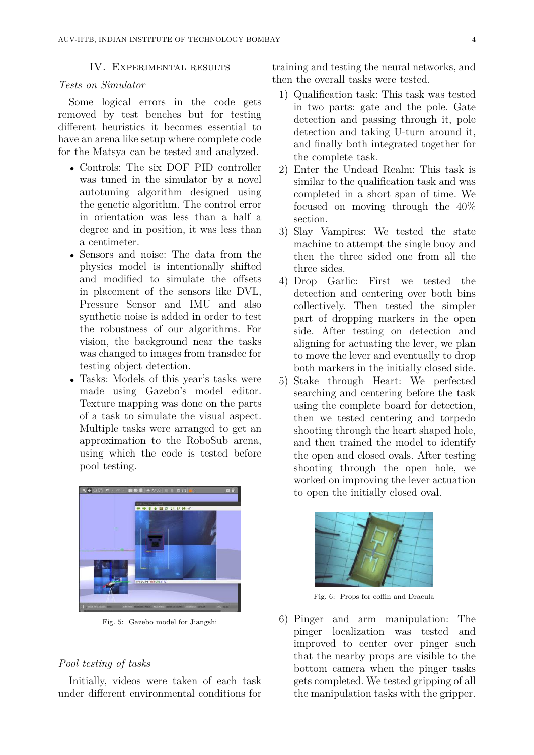## IV. Experimental results

### *Tests on Simulator*

Some logical errors in the code gets removed by test benches but for testing different heuristics it becomes essential to have an arena like setup where complete code for the Matsya can be tested and analyzed.

- Controls: The six DOF PID controller was tuned in the simulator by a novel autotuning algorithm designed using the genetic algorithm. The control error in orientation was less than a half a degree and in position, it was less than a centimeter.
- Sensors and noise: The data from the physics model is intentionally shifted and modified to simulate the offsets in placement of the sensors like DVL, Pressure Sensor and IMU and also synthetic noise is added in order to test the robustness of our algorithms. For vision, the background near the tasks was changed to images from transdec for testing object detection.
- Tasks: Models of this year's tasks were made using Gazebo's model editor. Texture mapping was done on the parts of a task to simulate the visual aspect. Multiple tasks were arranged to get an approximation to the RoboSub arena, using which the code is tested before pool testing.

Fig. 5: Gazebo model for Jiangshi

### *Pool testing of tasks*

Initially, videos were taken of each task under different environmental conditions for training and testing the neural networks, and then the overall tasks were tested.

1) Qualification task: This task was tested in two parts: gate and the pole. Gate detection and passing through it, pole detection and taking U-turn around it, and finally both integrated together for the complete task.
2) Enter the Undead Realm: This task is similar to the qualification task and was completed in a short span of time. We focused on moving through the 40% section.
3) Slay Vampires: We tested the state machine to attempt the single buoy and then the three sided one from all the three sides.
4) Drop Garlic: First we tested the detection and centering over both bins collectively. Then tested the simpler part of dropping markers in the open side. After testing on detection and aligning for actuating the lever, we plan to move the lever and eventually to drop both markers in the initially closed side.
5) Stake through Heart: We perfected searching and centering before the task using the complete board for detection, then we tested centering and torpedo shooting through the heart shaped hole, and then trained the model to identify the open and closed ovals. After testing shooting through the open hole, we worked on improving the lever actuation to open the initially closed oval.

Fig. 6: Props for coffin and Dracula

6) Pinger and arm manipulation: The pinger localization was tested and improved to center over pinger such that the nearby props are visible to the bottom camera when the pinger tasks gets completed. We tested gripping of all the manipulation tasks with the gripper.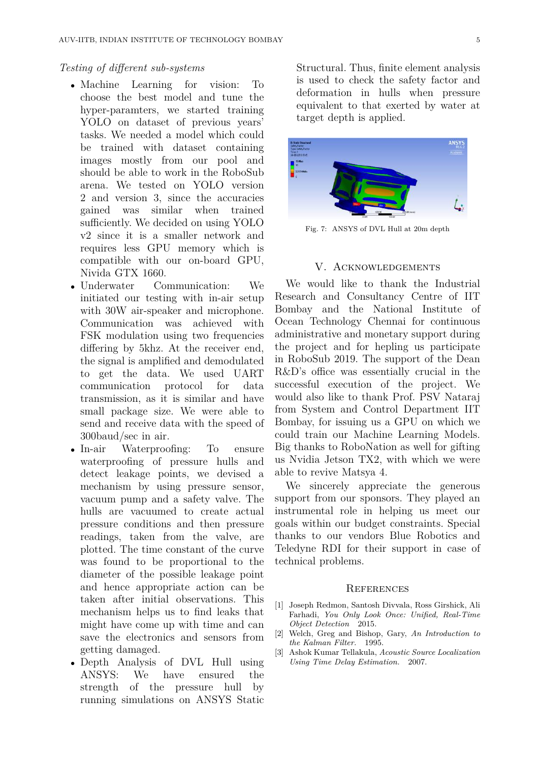*Testing of different sub-systems*

- Machine Learning for vision: To choose the best model and tune the hyper-paramters, we started training YOLO on dataset of previous years' tasks. We needed a model which could be trained with dataset containing images mostly from our pool and should be able to work in the RoboSub arena. We tested on YOLO version 2 and version 3, since the accuracies gained was similar when trained sufficiently. We decided on using YOLO v2 since it is a smaller network and requires less GPU memory which is compatible with our on-board GPU, Nivida GTX 1660.
- Underwater Communication: We initiated our testing with in-air setup with 30W air-speaker and microphone. Communication was achieved with FSK modulation using two frequencies differing by 5khz. At the receiver end, the signal is amplified and demodulated to get the data. We used UART communication protocol for data transmission, as it is similar and have small package size. We were able to send and receive data with the speed of 300baud/sec in air.
- In-air Waterproofing: To ensure waterproofing of pressure hulls and detect leakage points, we devised a mechanism by using pressure sensor, vacuum pump and a safety valve. The hulls are vacuumed to create actual pressure conditions and then pressure readings, taken from the valve, are plotted. The time constant of the curve was found to be proportional to the diameter of the possible leakage point and hence appropriate action can be taken after initial observations. This mechanism helps us to find leaks that might have come up with time and can save the electronics and sensors from getting damaged.
- Depth Analysis of DVL Hull using ANSYS: We have ensured the strength of the pressure hull by running simulations on ANSYS Static Structural. Thus, finite element analysis is used to check the safety factor and deformation in hulls when pressure equivalent to that exerted by water at target depth is applied.

Fig. 7: ANSYS of DVL Hull at 20m depth

## V. Acknowledgements

We would like to thank the Industrial Research and Consultancy Centre of IIT Bombay and the National Institute of Ocean Technology Chennai for continuous administrative and monetary support during the project and for hepling us participate in RoboSub 2019. The support of the Dean R&D's office was essentially crucial in the successful execution of the project. We would also like to thank Prof. PSV Nataraj from System and Control Department IIT Bombay, for issuing us a GPU on which we could train our Machine Learning Models. Big thanks to RoboNation as well for gifting us Nvidia Jetson TX2, with which we were able to revive Matsya 4.

We sincerely appreciate the generous support from our sponsors. They played an instrumental role in helping us meet our goals within our budget constraints. Special thanks to our vendors Blue Robotics and Teledyne RDI for their support in case of technical problems.

## References

[1] Joseph Redmon, Santosh Divvala, Ross Girshick, Ali Farhadi, *You Only Look Once: Unified, Real-Time Object Detection* 2015.

[2] Welch, Greg and Bishop, Gary, *An Introduction to the Kalman Filter.* 1995.

[3] Ashok Kumar Tellakula, *Acoustic Source Localization Using Time Delay Estimation.* 2007.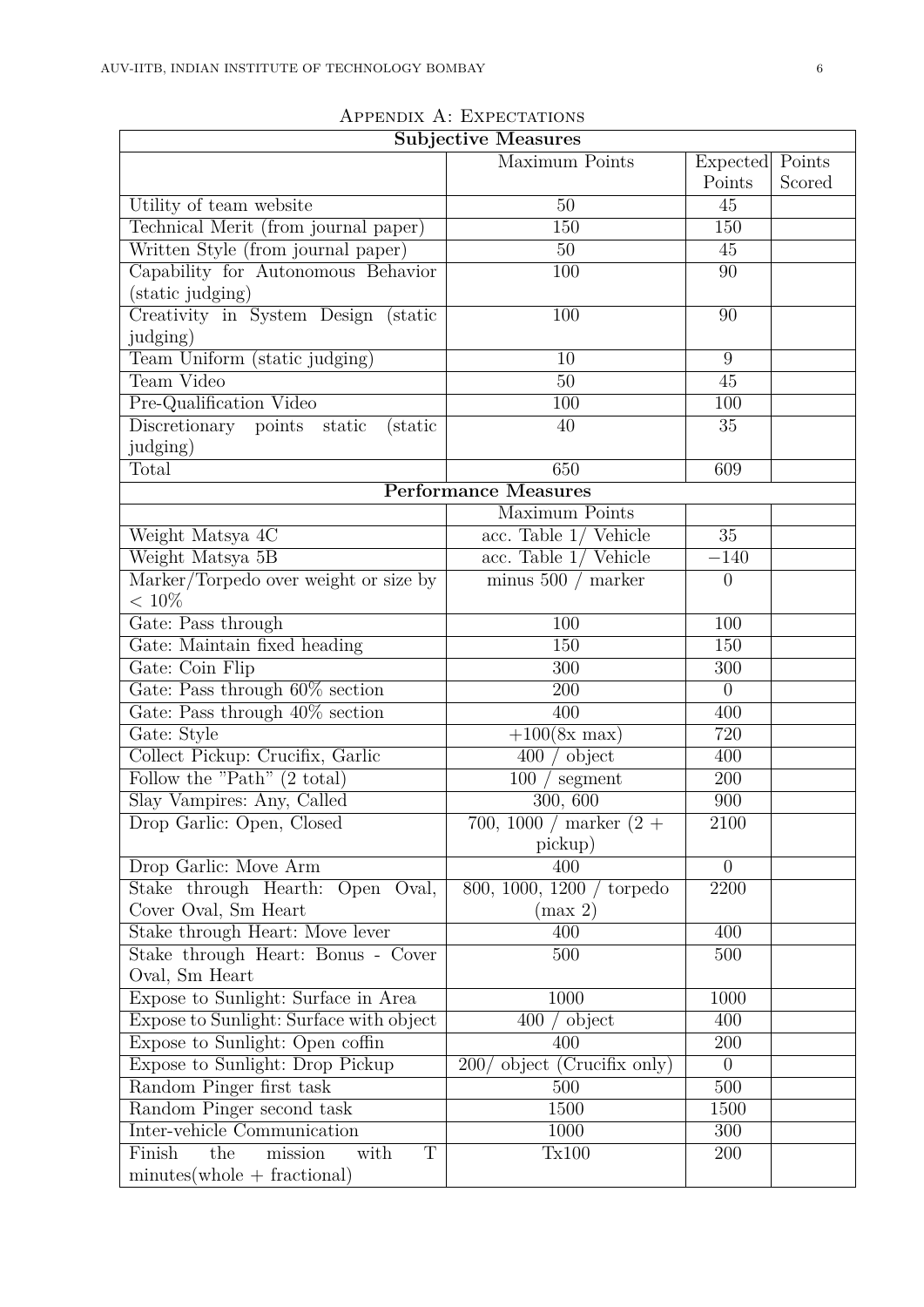# Appendix A: Expectations

| Subjective Measures | | | |
|---|---|---|---|
| | Maximum Points | Expected Points | Points Scored |
| Utility of team website | 50 | 45 | |
| Technical Merit (from journal paper) | 150 | 150 | |
| Written Style (from journal paper) | 50 | 45 | |
| Capability for Autonomous Behavior (static judging) | 100 | 90 | |
| Creativity in System Design (static judging) | 100 | 90 | |
| Team Uniform (static judging) | 10 | 9 | |
| Team Video | 50 | 45 | |
| Pre-Qualification Video | 100 | 100 | |
| Discretionary points static (static judging) | 40 | 35 | |
| Total | 650 | 609 | |
| **Performance Measures** | | | |
| | Maximum Points | | |
| Weight Matsya 4C | acc. Table 1/ Vehicle | 35 | |
| Weight Matsya 5B | acc. Table 1/ Vehicle | $-140$ | |
| Marker/Torpedo over weight or size by $< 10\%$ | minus 500 / marker | 0 | |
| Gate: Pass through | 100 | 100 | |
| Gate: Maintain fixed heading | 150 | 150 | |
| Gate: Coin Flip | 300 | 300 | |
| Gate: Pass through 60% section | 200 | 0 | |
| Gate: Pass through 40% section | 400 | 400 | |
| Gate: Style | +100(8x max) | 720 | |
| Collect Pickup: Crucifix, Garlic | 400 / object | 400 | |
| Follow the "Path" (2 total) | 100 / segment | 200 | |
| Slay Vampires: Any, Called | 300, 600 | 900 | |
| Drop Garlic: Open, Closed | 700, 1000 / marker (2 + pickup) | 2100 | |
| Drop Garlic: Move Arm | 400 | 0 | |
| Stake through Hearth: Open Oval, Cover Oval, Sm Heart | 800, 1000, 1200 / torpedo (max 2) | 2200 | |
| Stake through Heart: Move lever | 400 | 400 | |
| Stake through Heart: Bonus - Cover Oval, Sm Heart | 500 | 500 | |
| Expose to Sunlight: Surface in Area | 1000 | 1000 | |
| Expose to Sunlight: Surface with object | 400 / object | 400 | |
| Expose to Sunlight: Open coffin | 400 | 200 | |
| Expose to Sunlight: Drop Pickup | 200/ object (Crucifix only) | 0 | |
| Random Pinger first task | 500 | 500 | |
| Random Pinger second task | 1500 | 1500 | |
| Inter-vehicle Communication | 1000 | 300 | |
| Finish the mission with T minutes(whole + fractional) | Tx100 | 200 | |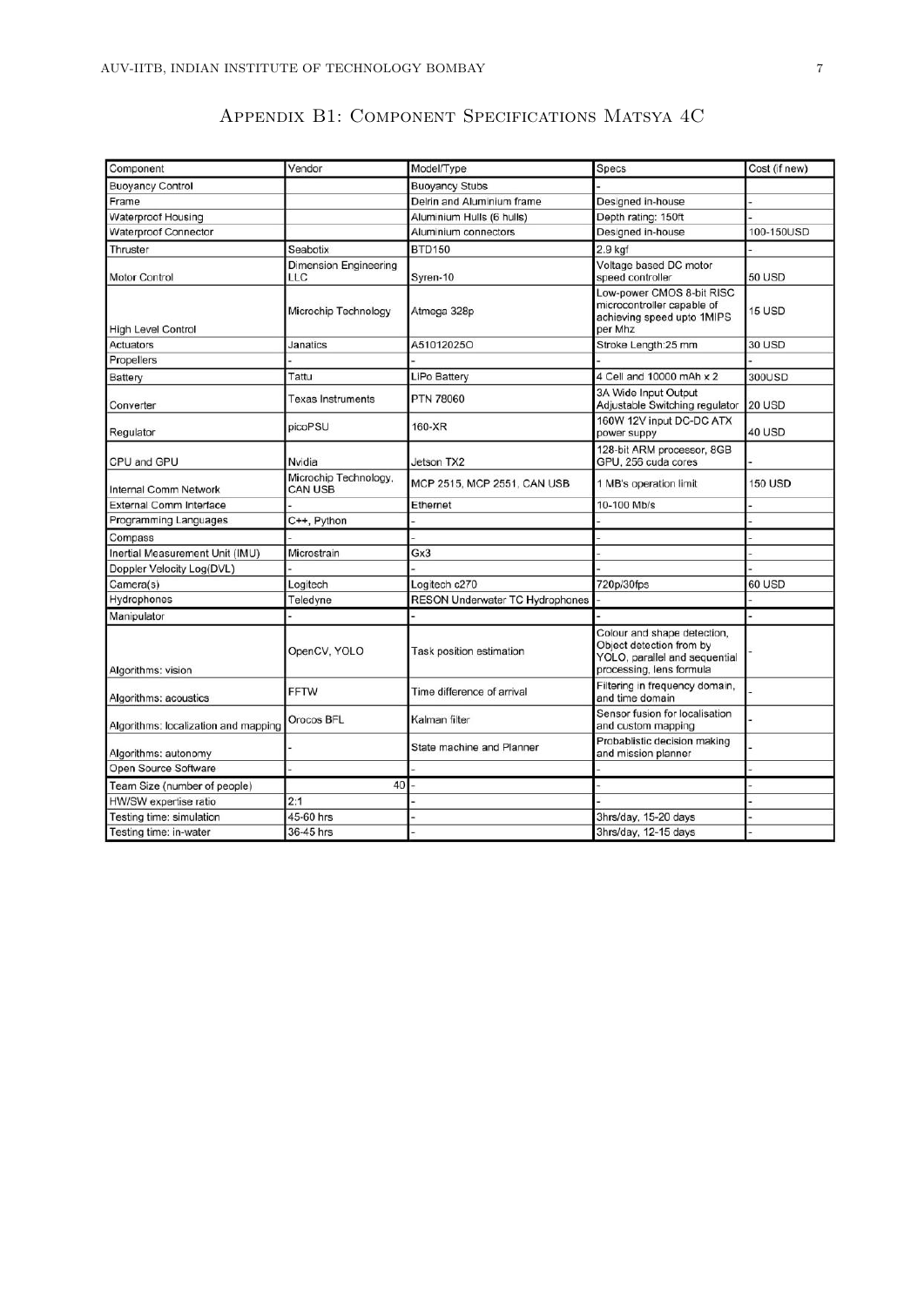## Appendix B1: Component Specifications Matsya 4C

| Component | Vendor | Model/Type | Specs | Cost (if new) |
|---|---|---|---|---|
| Buoyancy Control | | Buoyancy Stubs | - | |
| Frame | | Delrin and Aluminium frame | Designed in-house | - |
| Waterproof Housing | | Aluminium Hulls (6 hulls) | Depth rating: 150ft | - |
| Waterproof Connector | | Aluminium connectors | Designed in-house | 100-150USD |
| Thruster | Seabotix | BTD150 | 2.9 kgf | - |
| Motor Control | Dimension Engineering LLC | Syren-10 | Voltage based DC motor speed controller | 50 USD |
| High Level Control | Microchip Technology | Atmega 328p | Low-power CMOS 8-bit RISC microcontroller capable of achieving speed upto 1MIPS per Mhz | 15 USD |
| Actuators | Janatics | A51012025O | Stroke Length:25 mm | 30 USD |
| Propellers | - | - | - | - |
| Battery | Tattu | LIPo Battery | 4 Cell and 10000 mAh x 2 | 300USD |
| Converter | Texas Instruments | PTN 78060 | 3A Wide Input Output Adjustable Switching regulator | 20 USD |
| Regulator | picoPSU | 160-XR | 160W 12V input DC-DC ATX power suppy | 40 USD |
| CPU and GPU | Nvidia | Jetson TX2 | 128-bit ARM processor, 8GB GPU, 256 cuda cores | - |
| Internal Comm Network | Microchip Technology, CAN USB | MCP 2515, MCP 2551, CAN USB | 1 MB's operation limit | 150 USD |
| External Comm Interface | - | Ethernet | 10-100 Mb/s | - |
| Programming Languages | C++, Python | - | - | - |
| Compass | - | - | - | - |
| Inertial Measurement Unit (IMU) | Microstrain | Gx3 | - | - |
| Doppler Velocity Log(DVL) | - | - | - | - |
| Camera(s) | Logitech | Logitech c270 | 720p/30fps | 60 USD |
| Hydrophones | Teledyne | RESON Underwater TC Hydrophones | - | - |
| Manipulator | - | - | - | - |
| Algorithms: vision | OpenCV, YOLO | Task position estimation | Colour and shape detection, Object detection from by YOLO, parallel and sequential processing, lens formula | - |
| Algorithms: acoustics | FFTW | Time difference of arrival | Filtering in frequency domain, and time domain | - |
| Algorithms: localization and mapping | Orocos BFL | Kalman filter | Sensor fusion for localisation and custom mapping | - |
| Algorithms: autonomy | - | State machine and Planner | Probablistic decision making and mission planner | - |
| Open Source Software | - | - | - | - |
| Team Size (number of people) | 40 | - | - | - |
| HW/SW expertise ratio | 2:1 | - | - | - |
| Testing time: simulation | 45-60 hrs | - | 3hrs/day, 15-20 days | - |
| Testing time: in-water | 36-45 hrs | - | 3hrs/day, 12-15 days | - |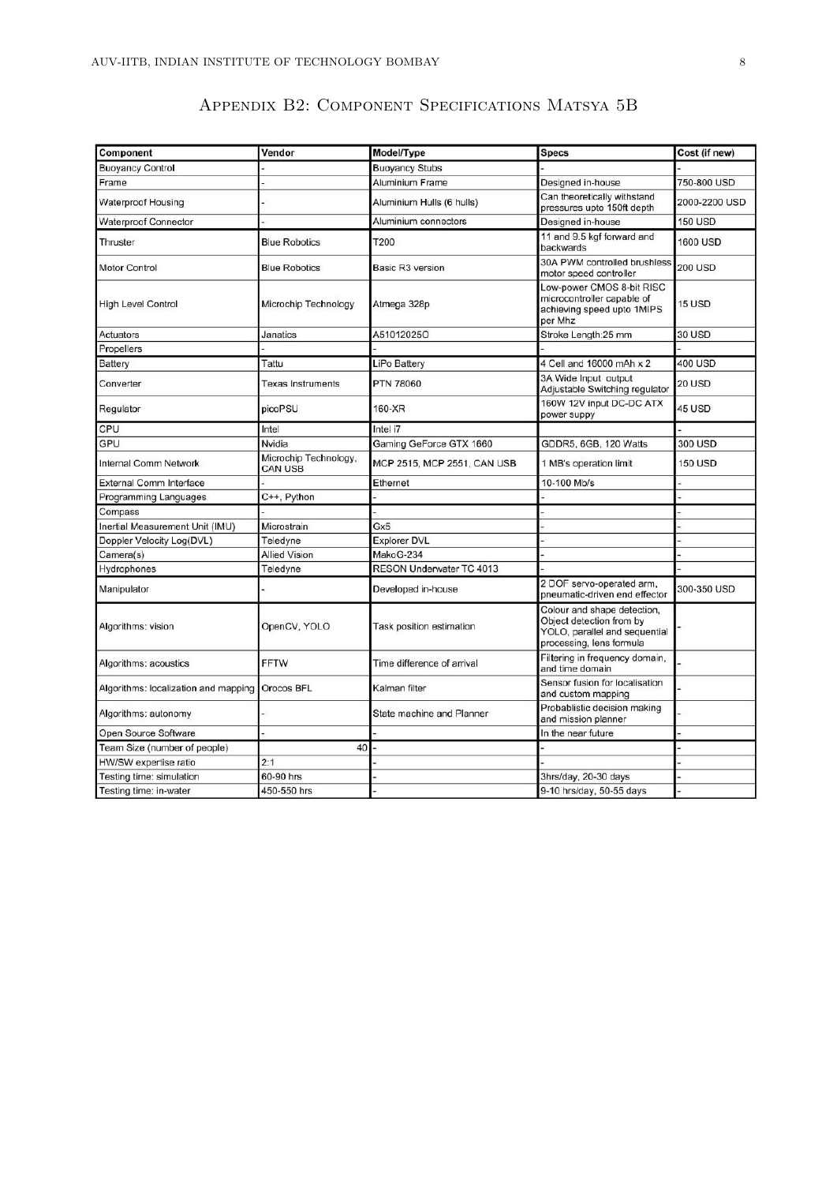## Appendix B2: Component Specifications Matsya 5B

| Component | Vendor | Model/Type | Specs | Cost (if new) |
|---|---|---|---|---|
| Buoyancy Control | - | Buoyancy Stubs | - | - |
| Frame | - | Aluminium Frame | Designed in-house | 750-800 USD |
| Waterproof Housing | - | Aluminium Hulls (6 hulls) | Can theoretically withstand pressures upto 150ft depth | 2000-2200 USD |
| Waterproof Connector | - | Aluminium connectors | Designed in-house | 150 USD |
| Thruster | Blue Robotics | T200 | 11 and 9.5 kgf forward and backwards | 1600 USD |
| Motor Control | Blue Robotics | Basic R3 version | 30A PWM controlled brushless motor speed controller | 200 USD |
| High Level Control | Microchip Technology | Atmega 328p | Low-power CMOS 8-bit RISC microcontroller capable of achieving speed upto 1MIPS per Mhz | 15 USD |
| Actuators | Janatics | A510120250 | Stroke Length:25 mm | 30 USD |
| Propellers | - | - | - | - |
| Battery | Tattu | LiPo Battery | 4 Cell and 16000 mAh x 2 | 400 USD |
| Converter | Texas Instruments | PTN 78060 | 3A Wide Input output Adjustable Switching regulator | 20 USD |
| Regulator | picoPSU | 160-XR | 160W 12V input DC-DC ATX power suppy | 45 USD |
| CPU | Intel | Intel i7 | | - |
| GPU | Nvidia | Gaming GeForce GTX 1660 | GDDR5, 6GB, 120 Watts | 300 USD |
| Internal Comm Network | Microchip Technology, CAN USB | MCP 2515, MCP 2551, CAN USB | 1 MB's operation limit | 150 USD |
| External Comm Interface | - | Ethernet | 10-100 Mb/s | - |
| Programming Languages | C++, Python | - | - | - |
| Compass | - | - | - | - |
| Inertial Measurement Unit (IMU) | Microstrain | Gx5 | - | - |
| Doppler Velocity Log(DVL) | Teledyne | Explorer DVL | - | - |
| Camera(s) | Allied Vision | MakoG-234 | - | - |
| Hydrophones | Teledyne | RESON Underwater TC 4013 | - | - |
| Manipulator | - | Developed in-house | 2 DOF servo-operated arm, pneumatic-driven end effector | 300-350 USD |
| Algorithms: vision | OpenCV, YOLO | Task position estimation | Colour and shape detection, Object detection from by YOLO, parallel and sequential processing, lens formula | - |
| Algorithms: acoustics | FFTW | Time difference of arrival | Filtering in frequency domain, and time domain | - |
| Algorithms: localization and mapping | Orocos BFL | Kalman filter | Sensor fusion for localisation and custom mapping | - |
| Algorithms: autonomy | - | State machine and Planner | Probabilistic decision making and mission planner | - |
| Open Source Software | - | - | In the near future | - |
| Team Size (number of people) | 40 | - | - | - |
| HW/SW expertise ratio | 2:1 | - | - | - |
| Testing time: simulation | 60-90 hrs | - | 3hrs/day, 20-30 days | - |
| Testing time: in-water | 450-550 hrs | - | 9-10 hrs/day, 50-55 days | - |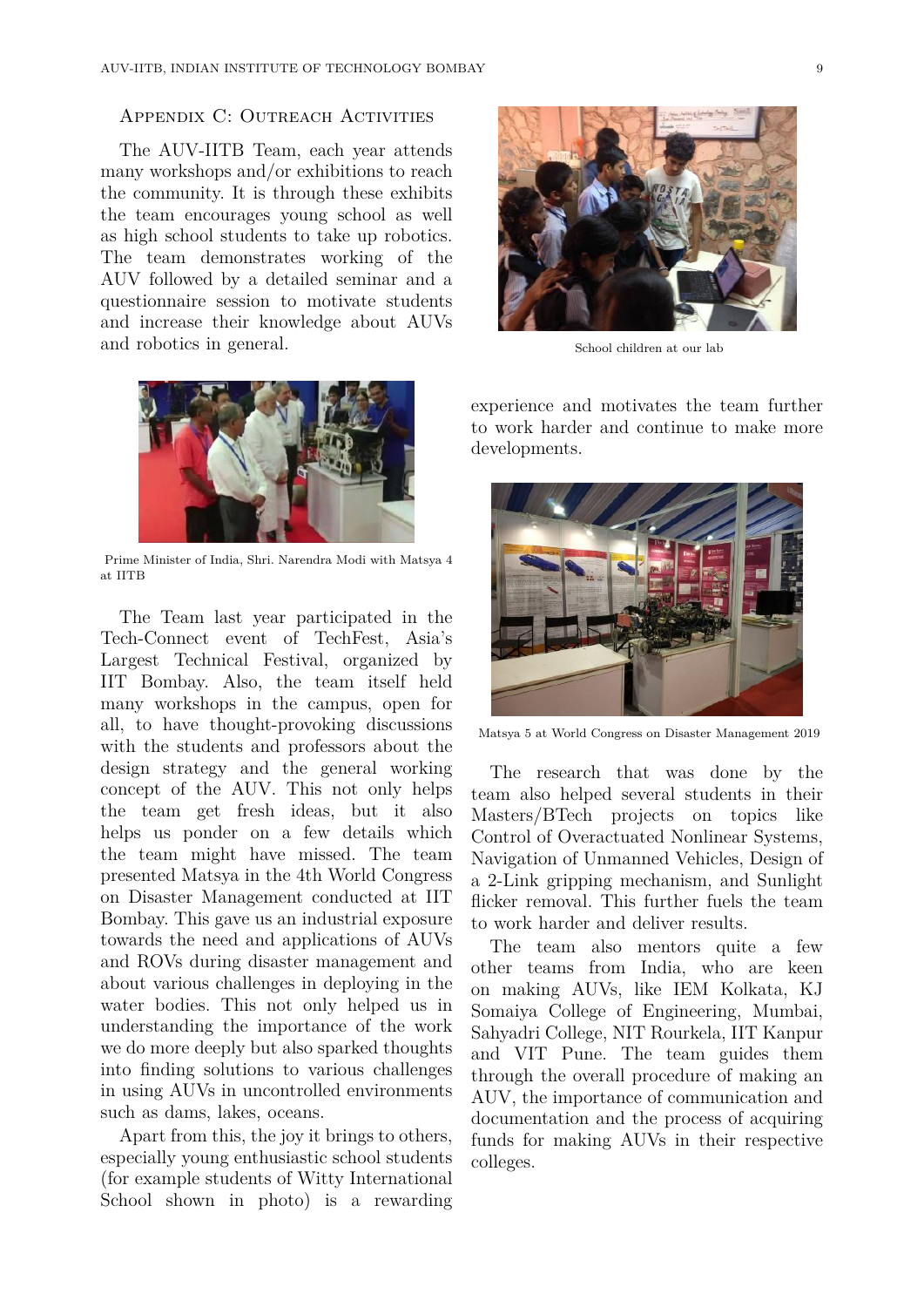## Appendix C: Outreach Activities

The AUV-IITB Team, each year attends many workshops and/or exhibitions to reach the community. It is through these exhibits the team encourages young school as well as high school students to take up robotics. The team demonstrates working of the AUV followed by a detailed seminar and a questionnaire session to motivate students and increase their knowledge about AUVs and robotics in general.

Prime Minister of India, Shri. Narendra Modi with Matsya 4 at IITB

The Team last year participated in the Tech-Connect event of TechFest, Asia's Largest Technical Festival, organized by IIT Bombay. Also, the team itself held many workshops in the campus, open for all, to have thought-provoking discussions with the students and professors about the design strategy and the general working concept of the AUV. This not only helps the team get fresh ideas, but it also helps us ponder on a few details which the team might have missed. The team presented Matsya in the 4th World Congress on Disaster Management conducted at IIT Bombay. This gave us an industrial exposure towards the need and applications of AUVs and ROVs during disaster management and about various challenges in deploying in the water bodies. This not only helped us in understanding the importance of the work we do more deeply but also sparked thoughts into finding solutions to various challenges in using AUVs in uncontrolled environments such as dams, lakes, oceans.

Apart from this, the joy it brings to others, especially young enthusiastic school students (for example students of Witty International School shown in photo) is a rewarding experience and motivates the team further to work harder and continue to make more developments.

School children at our lab

Matsya 5 at World Congress on Disaster Management 2019

The research that was done by the team also helped several students in their Masters/BTech projects on topics like Control of Overactuated Nonlinear Systems, Navigation of Unmanned Vehicles, Design of a 2-Link gripping mechanism, and Sunlight flicker removal. This further fuels the team to work harder and deliver results.

The team also mentors quite a few other teams from India, who are keen on making AUVs, like IEM Kolkata, KJ Somaiya College of Engineering, Mumbai, Sahyadri College, NIT Rourkela, IIT Kanpur and VIT Pune. The team guides them through the overall procedure of making an AUV, the importance of communication and documentation and the process of acquiring funds for making AUVs in their respective colleges.